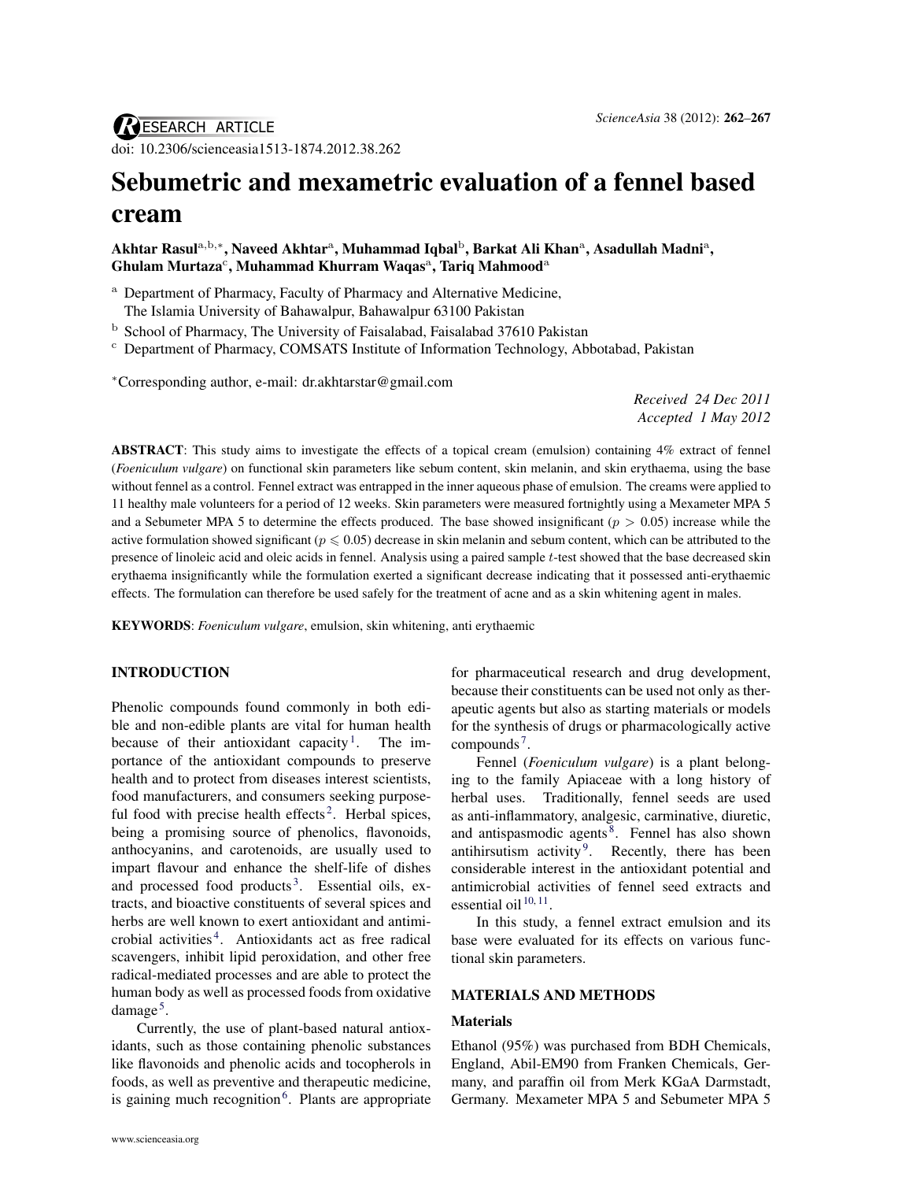RESEARCH ARTICLE

doi: 10.2306/scienceasia1513-1874.2012.38.262

# Sebumetric and mexametric evaluation of a fennel based cream

**Akhtar Rasul[a,b,*], Naveed Akhtar[a], Muhammad Iqbal[b], Barkat Ali Khan[a], Asadullah Madni[a], Ghulam Murtaza[c], Muhammad Khurram Waqas[a], Tariq Mahmood[a]**

[a] Department of Pharmacy, Faculty of Pharmacy and Alternative Medicine, The Islamia University of Bahawalpur, Bahawalpur 63100 Pakistan

[b] School of Pharmacy, The University of Faisalabad, Faisalabad 37610 Pakistan

[c] Department of Pharmacy, COMSATS Institute of Information Technology, Abbotabad, Pakistan

*Corresponding author, e-mail: dr.akhtarstar@gmail.com

*Received 24 Dec 2011*
*Accepted 1 May 2012*

**ABSTRACT**: This study aims to investigate the effects of a topical cream (emulsion) containing 4% extract of fennel (*Foeniculum vulgare*) on functional skin parameters like sebum content, skin melanin, and skin erythaema, using the base without fennel as a control. Fennel extract was entrapped in the inner aqueous phase of emulsion. The creams were applied to 11 healthy male volunteers for a period of 12 weeks. Skin parameters were measured fortnightly using a Mexameter MPA 5 and a Sebumeter MPA 5 to determine the effects produced. The base showed insignificant ($p > 0.05$) increase while the active formulation showed significant ($p \leqslant 0.05$) decrease in skin melanin and sebum content, which can be attributed to the presence of linoleic acid and oleic acids in fennel. Analysis using a paired sample $t$-test showed that the base decreased skin erythaema insignificantly while the formulation exerted a significant decrease indicating that it possessed anti-erythaemic effects. The formulation can therefore be used safely for the treatment of acne and as a skin whitening agent in males.

**KEYWORDS**: *Foeniculum vulgare*, emulsion, skin whitening, anti erythaemic

## INTRODUCTION

Phenolic compounds found commonly in both edible and non-edible plants are vital for human health because of their antioxidant capacity[1]. The importance of the antioxidant compounds to preserve health and to protect from diseases interest scientists, food manufacturers, and consumers seeking purposeful food with precise health effects[2]. Herbal spices, being a promising source of phenolics, flavonoids, anthocyanins, and carotenoids, are usually used to impart flavour and enhance the shelf-life of dishes and processed food products[3]. Essential oils, extracts, and bioactive constituents of several spices and herbs are well known to exert antioxidant and antimicrobial activities[4]. Antioxidants act as free radical scavengers, inhibit lipid peroxidation, and other free radical-mediated processes and are able to protect the human body as well as processed foods from oxidative damage[5].

Currently, the use of plant-based natural antioxidants, such as those containing phenolic substances like flavonoids and phenolic acids and tocopherols in foods, as well as preventive and therapeutic medicine, is gaining much recognition[6]. Plants are appropriate for pharmaceutical research and drug development, because their constituents can be used not only as therapeutic agents but also as starting materials or models for the synthesis of drugs or pharmacologically active compounds[7].

Fennel (*Foeniculum vulgare*) is a plant belonging to the family Apiaceae with a long history of herbal uses. Traditionally, fennel seeds are used as anti-inflammatory, analgesic, carminative, diuretic, and antispasmodic agents[8]. Fennel has also shown antihirsutism activity[9]. Recently, there has been considerable interest in the antioxidant potential and antimicrobial activities of fennel seed extracts and essential oil[10,11].

In this study, a fennel extract emulsion and its base were evaluated for its effects on various functional skin parameters.

## MATERIALS AND METHODS

### Materials

Ethanol (95%) was purchased from BDH Chemicals, England, Abil-EM90 from Franken Chemicals, Germany, and paraffin oil from Merk KGaA Darmstadt, Germany. Mexameter MPA 5 and Sebumeter MPA 5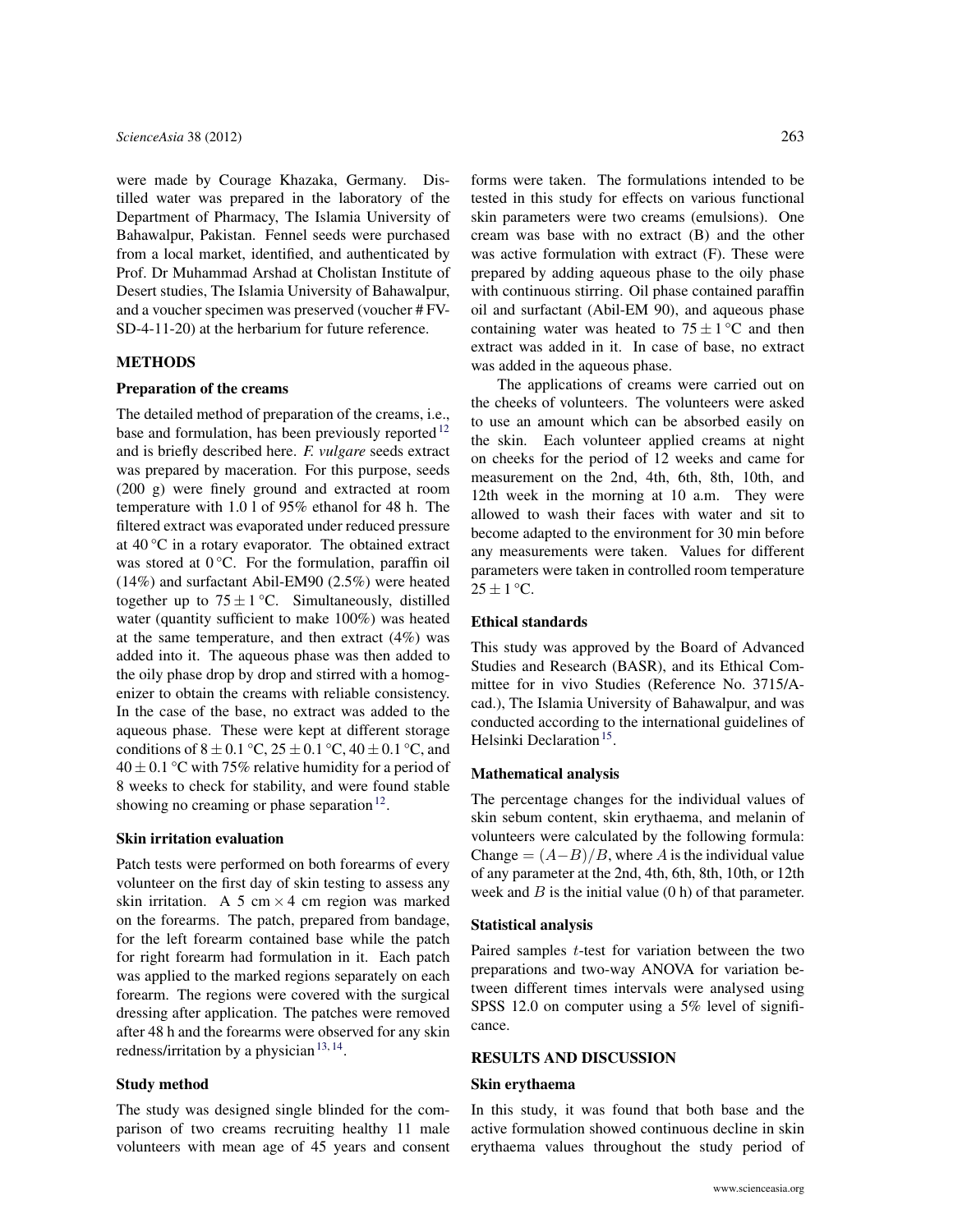were made by Courage Khazaka, Germany. Distilled water was prepared in the laboratory of the Department of Pharmacy, The Islamia University of Bahawalpur, Pakistan. Fennel seeds were purchased from a local market, identified, and authenticated by Prof. Dr Muhammad Arshad at Cholistan Institute of Desert studies, The Islamia University of Bahawalpur, and a voucher specimen was preserved (voucher # FV-SD-4-11-20) at the herbarium for future reference.

## METHODS

### Preparation of the creams

The detailed method of preparation of the creams, i.e., base and formulation, has been previously reported[12] and is briefly described here. *F. vulgare* seeds extract was prepared by maceration. For this purpose, seeds (200 g) were finely ground and extracted at room temperature with 1.0 l of 95% ethanol for 48 h. The filtered extract was evaporated under reduced pressure at 40 °C in a rotary evaporator. The obtained extract was stored at 0 °C. For the formulation, paraffin oil (14%) and surfactant Abil-EM90 (2.5%) were heated together up to $75 \pm 1$ °C. Simultaneously, distilled water (quantity sufficient to make 100%) was heated at the same temperature, and then extract (4%) was added into it. The aqueous phase was then added to the oily phase drop by drop and stirred with a homogenizer to obtain the creams with reliable consistency. In the case of the base, no extract was added to the aqueous phase. These were kept at different storage conditions of $8 \pm 0.1$ °C, $25 \pm 0.1$ °C, $40 \pm 0.1$ °C, and $40 \pm 0.1$ °C with 75% relative humidity for a period of 8 weeks to check for stability, and were found stable showing no creaming or phase separation[12].

### Skin irritation evaluation

Patch tests were performed on both forearms of every volunteer on the first day of skin testing to assess any skin irritation. A 5 cm $\times$ 4 cm region was marked on the forearms. The patch, prepared from bandage, for the left forearm contained base while the patch for right forearm had formulation in it. Each patch was applied to the marked regions separately on each forearm. The regions were covered with the surgical dressing after application. The patches were removed after 48 h and the forearms were observed for any skin redness/irritation by a physician[13,14].

### Study method

The study was designed single blinded for the comparison of two creams recruiting healthy 11 male volunteers with mean age of 45 years and consent forms were taken. The formulations intended to be tested in this study for effects on various functional skin parameters were two creams (emulsions). One cream was base with no extract (B) and the other was active formulation with extract (F). These were prepared by adding aqueous phase to the oily phase with continuous stirring. Oil phase contained paraffin oil and surfactant (Abil-EM 90), and aqueous phase containing water was heated to $75 \pm 1$ °C and then extract was added in it. In case of base, no extract was added in the aqueous phase.

The applications of creams were carried out on the cheeks of volunteers. The volunteers were asked to use an amount which can be absorbed easily on the skin. Each volunteer applied creams at night on cheeks for the period of 12 weeks and came for measurement on the 2nd, 4th, 6th, 8th, 10th, and 12th week in the morning at 10 a.m. They were allowed to wash their faces with water and sit to become adapted to the environment for 30 min before any measurements were taken. Values for different parameters were taken in controlled room temperature $25 \pm 1$ °C.

### Ethical standards

This study was approved by the Board of Advanced Studies and Research (BASR), and its Ethical Committee for in vivo Studies (Reference No. 3715/Acad.), The Islamia University of Bahawalpur, and was conducted according to the international guidelines of Helsinki Declaration[15].

### Mathematical analysis

The percentage changes for the individual values of skin sebum content, skin erythaema, and melanin of volunteers were calculated by the following formula: Change $= (A-B)/B$, where $A$ is the individual value of any parameter at the 2nd, 4th, 6th, 8th, 10th, or 12th week and $B$ is the initial value (0 h) of that parameter.

### Statistical analysis

Paired samples $t$-test for variation between the two preparations and two-way ANOVA for variation between different times intervals were analysed using SPSS 12.0 on computer using a 5% level of significance.

## RESULTS AND DISCUSSION

### Skin erythaema

In this study, it was found that both base and the active formulation showed continuous decline in skin erythaema values throughout the study period of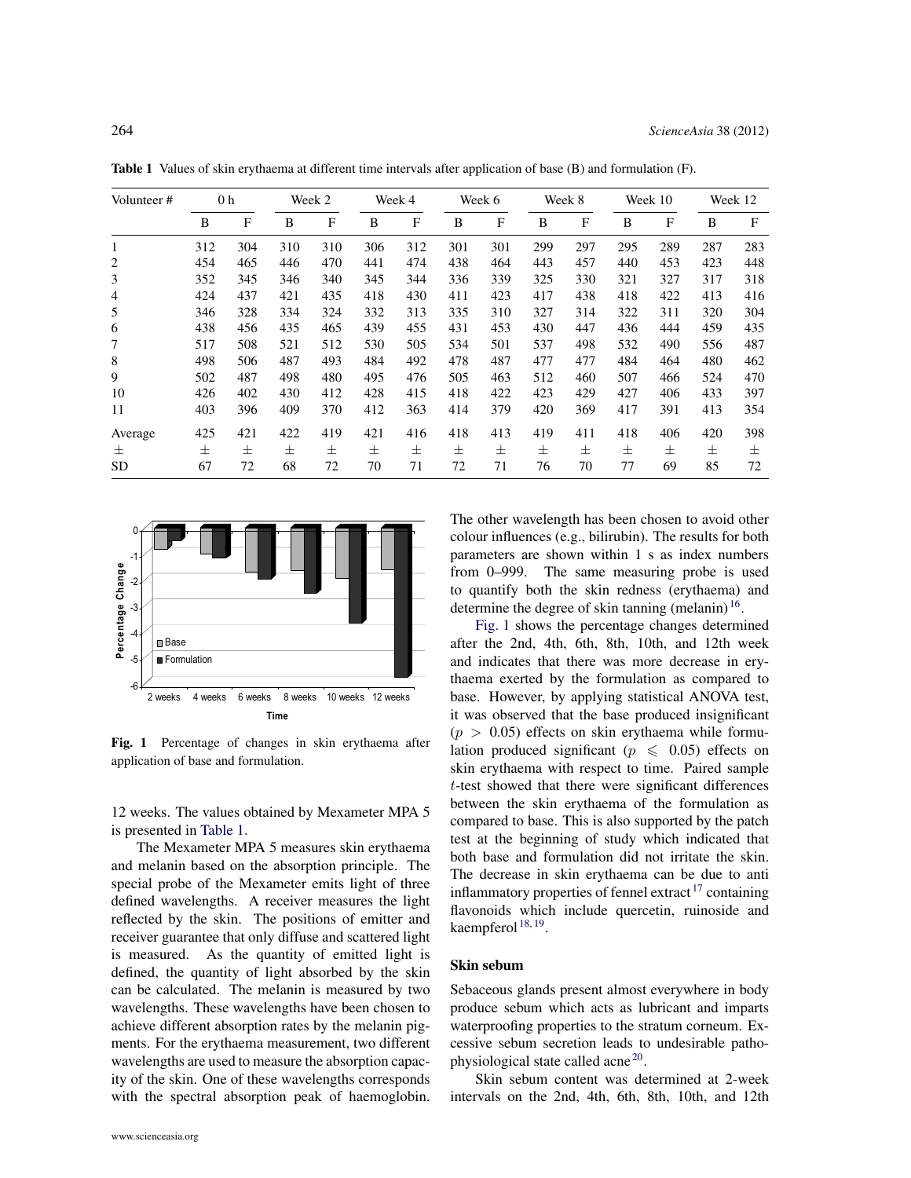**Table 1** Values of skin erythaema at different time intervals after application of base (B) and formulation (F).

| Volunteer # | 0 h | | Week 2 | | Week 4 | | Week 6 | | Week 8 | | Week 10 | | Week 12 | |
|---|---|---|---|---|---|---|---|---|---|---|---|---|---|---|
| | B | F | B | F | B | F | B | F | B | F | B | F | B | F |
| 1 | 312 | 304 | 310 | 310 | 306 | 312 | 301 | 301 | 299 | 297 | 295 | 289 | 287 | 283 |
| 2 | 454 | 465 | 446 | 470 | 441 | 474 | 438 | 464 | 443 | 457 | 440 | 453 | 423 | 448 |
| 3 | 352 | 345 | 346 | 340 | 345 | 344 | 336 | 339 | 325 | 330 | 321 | 327 | 317 | 318 |
| 4 | 424 | 437 | 421 | 435 | 418 | 430 | 411 | 423 | 417 | 438 | 418 | 422 | 413 | 416 |
| 5 | 346 | 328 | 334 | 324 | 332 | 313 | 335 | 310 | 327 | 314 | 322 | 311 | 320 | 304 |
| 6 | 438 | 456 | 435 | 465 | 439 | 455 | 431 | 453 | 430 | 447 | 436 | 444 | 459 | 435 |
| 7 | 517 | 508 | 521 | 512 | 530 | 505 | 534 | 501 | 537 | 498 | 532 | 490 | 556 | 487 |
| 8 | 498 | 506 | 487 | 493 | 484 | 492 | 478 | 487 | 477 | 477 | 484 | 464 | 480 | 462 |
| 9 | 502 | 487 | 498 | 480 | 495 | 476 | 505 | 463 | 512 | 460 | 507 | 466 | 524 | 470 |
| 10 | 426 | 402 | 430 | 412 | 428 | 415 | 418 | 422 | 423 | 429 | 427 | 406 | 433 | 397 |
| 11 | 403 | 396 | 409 | 370 | 412 | 363 | 414 | 379 | 420 | 369 | 417 | 391 | 413 | 354 |
| Average ± SD | 425 ± 67 | 421 ± 72 | 422 ± 68 | 419 ± 72 | 421 ± 70 | 416 ± 71 | 418 ± 72 | 413 ± 71 | 419 ± 76 | 411 ± 70 | 418 ± 77 | 406 ± 69 | 420 ± 85 | 398 ± 72 |

**Fig. 1** Percentage of changes in skin erythaema after application of base and formulation.

12 weeks. The values obtained by Mexameter MPA 5 is presented in Table 1.

The Mexameter MPA 5 measures skin erythaema and melanin based on the absorption principle. The special probe of the Mexameter emits light of three defined wavelengths. A receiver measures the light reflected by the skin. The positions of emitter and receiver guarantee that only diffuse and scattered light is measured. As the quantity of emitted light is defined, the quantity of light absorbed by the skin can be calculated. The melanin is measured by two wavelengths. These wavelengths have been chosen to achieve different absorption rates by the melanin pigments. For the erythaema measurement, two different wavelengths are used to measure the absorption capacity of the skin. One of these wavelengths corresponds with the spectral absorption peak of haemoglobin. The other wavelength has been chosen to avoid other colour influences (e.g., bilirubin). The results for both parameters are shown within 1 s as index numbers from 0–999. The same measuring probe is used to quantify both the skin redness (erythaema) and determine the degree of skin tanning (melanin)[16].

Fig. 1 shows the percentage changes determined after the 2nd, 4th, 6th, 8th, 10th, and 12th week and indicates that there was more decrease in erythaema exerted by the formulation as compared to base. However, by applying statistical ANOVA test, it was observed that the base produced insignificant ($p > 0.05$) effects on skin erythaema while formulation produced significant ($p \leqslant 0.05$) effects on skin erythaema with respect to time. Paired sample $t$-test showed that there were significant differences between the skin erythaema of the formulation as compared to base. This is also supported by the patch test at the beginning of study which indicated that both base and formulation did not irritate the skin. The decrease in skin erythaema can be due to anti inflammatory properties of fennel extract[17] containing flavonoids which include quercetin, ruinoside and kaempferol[18,19].

### Skin sebum

Sebaceous glands present almost everywhere in body produce sebum which acts as lubricant and imparts waterproofing properties to the stratum corneum. Excessive sebum secretion leads to undesirable pathophysiological state called acne[20].

Skin sebum content was determined at 2-week intervals on the 2nd, 4th, 6th, 8th, 10th, and 12th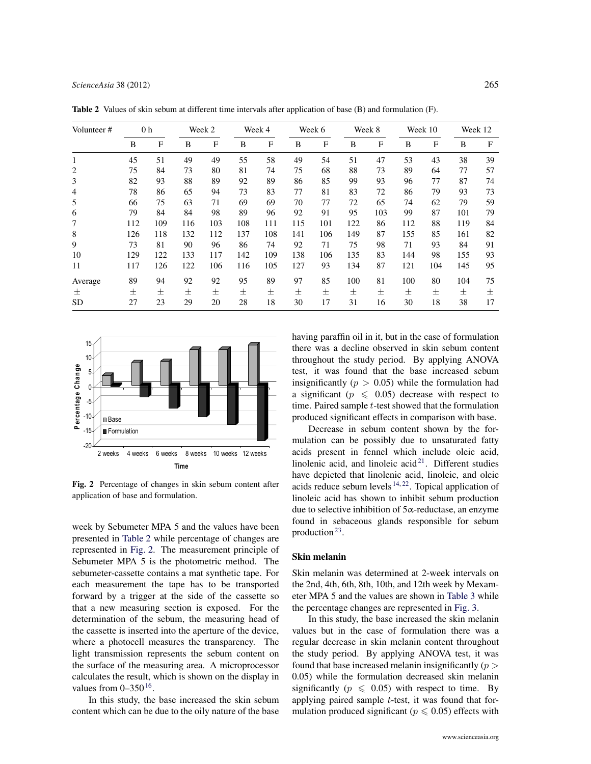**Table 2** Values of skin sebum at different time intervals after application of base (B) and formulation (F).

| Volunteer # | 0 h | | Week 2 | | Week 4 | | Week 6 | | Week 8 | | Week 10 | | Week 12 | |
|---|---|---|---|---|---|---|---|---|---|---|---|---|---|---|
| | B | F | B | F | B | F | B | F | B | F | B | F | B | F |
| 1 | 45 | 51 | 49 | 49 | 55 | 58 | 49 | 54 | 51 | 47 | 53 | 43 | 38 | 39 |
| 2 | 75 | 84 | 73 | 80 | 81 | 74 | 75 | 68 | 88 | 73 | 89 | 64 | 77 | 57 |
| 3 | 82 | 93 | 88 | 89 | 92 | 89 | 86 | 85 | 99 | 93 | 96 | 77 | 87 | 74 |
| 4 | 78 | 86 | 65 | 94 | 73 | 83 | 77 | 81 | 83 | 72 | 86 | 79 | 93 | 73 |
| 5 | 66 | 75 | 63 | 71 | 69 | 69 | 70 | 77 | 72 | 65 | 74 | 62 | 79 | 59 |
| 6 | 79 | 84 | 84 | 98 | 89 | 96 | 92 | 91 | 95 | 103 | 99 | 87 | 101 | 79 |
| 7 | 112 | 109 | 116 | 103 | 108 | 111 | 115 | 101 | 122 | 86 | 112 | 88 | 119 | 84 |
| 8 | 126 | 118 | 132 | 112 | 137 | 108 | 141 | 106 | 149 | 87 | 155 | 85 | 161 | 82 |
| 9 | 73 | 81 | 90 | 96 | 86 | 74 | 92 | 71 | 75 | 98 | 71 | 93 | 84 | 91 |
| 10 | 129 | 122 | 133 | 117 | 142 | 109 | 138 | 106 | 135 | 83 | 144 | 98 | 155 | 93 |
| 11 | 117 | 126 | 122 | 106 | 116 | 105 | 127 | 93 | 134 | 87 | 121 | 104 | 145 | 95 |
| Average ± SD | 89 ± 27 | 94 ± 23 | 92 ± 29 | 92 ± 20 | 95 ± 28 | 89 ± 18 | 97 ± 30 | 85 ± 17 | 100 ± 31 | 81 ± 16 | 100 ± 30 | 80 ± 18 | 104 ± 38 | 75 ± 17 |

**Fig. 2** Percentage of changes in skin sebum content after application of base and formulation.

week by Sebumeter MPA 5 and the values have been presented in Table 2 while percentage of changes are represented in Fig. 2. The measurement principle of Sebumeter MPA 5 is the photometric method. The sebumeter-cassette contains a mat synthetic tape. For each measurement the tape has to be transported forward by a trigger at the side of the cassette so that a new measuring section is exposed. For the determination of the sebum, the measuring head of the cassette is inserted into the aperture of the device, where a photocell measures the transparency. The light transmission represents the sebum content on the surface of the measuring area. A microprocessor calculates the result, which is shown on the display in values from 0–350[16].

In this study, the base increased the skin sebum content which can be due to the oily nature of the base having paraffin oil in it, but in the case of formulation there was a decline observed in skin sebum content throughout the study period. By applying ANOVA test, it was found that the base increased sebum insignificantly ($p > 0.05$) while the formulation had a significant ($p \leqslant 0.05$) decrease with respect to time. Paired sample $t$-test showed that the formulation produced significant effects in comparison with base.

Decrease in sebum content shown by the formulation can be possibly due to unsaturated fatty acids present in fennel which include oleic acid, linolenic acid, and linoleic acid[21]. Different studies have depicted that linolenic acid, linoleic, and oleic acids reduce sebum levels[14,22]. Topical application of linoleic acid has shown to inhibit sebum production due to selective inhibition of 5α-reductase, an enzyme found in sebaceous glands responsible for sebum production[23].

### Skin melanin

Skin melanin was determined at 2-week intervals on the 2nd, 4th, 6th, 8th, 10th, and 12th week by Mexameter MPA 5 and the values are shown in Table 3 while the percentage changes are represented in Fig. 3.

In this study, the base increased the skin melanin values but in the case of formulation there was a regular decrease in skin melanin content throughout the study period. By applying ANOVA test, it was found that base increased melanin insignificantly ($p > 0.05$) while the formulation decreased skin melanin significantly ($p \leqslant 0.05$) with respect to time. By applying paired sample $t$-test, it was found that formulation produced significant ($p \leqslant 0.05$) effects with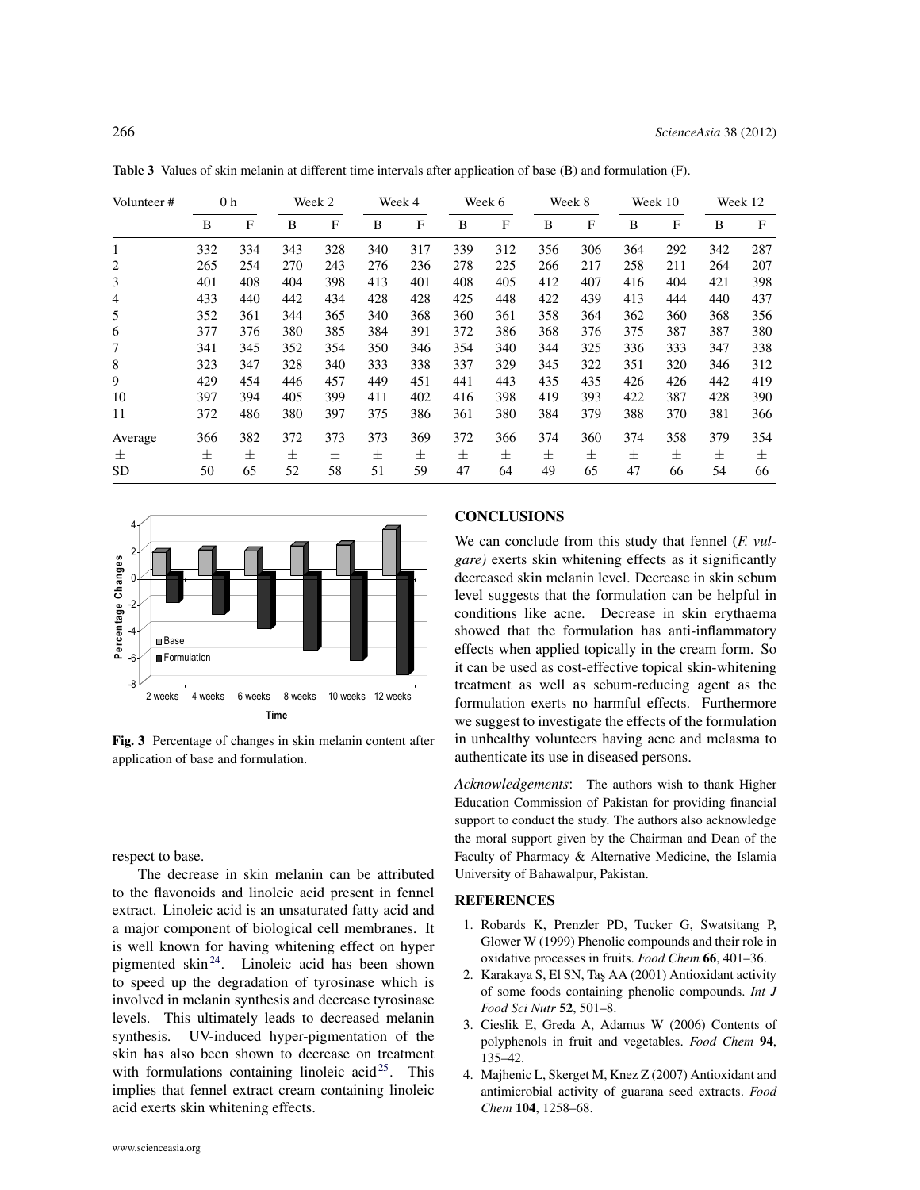**Table 3** Values of skin melanin at different time intervals after application of base (B) and formulation (F).

| Volunteer # | 0 h | | Week 2 | | Week 4 | | Week 6 | | Week 8 | | Week 10 | | Week 12 | |
|---|---|---|---|---|---|---|---|---|---|---|---|---|---|---|
| | B | F | B | F | B | F | B | F | B | F | B | F | B | F |
| 1 | 332 | 334 | 343 | 328 | 340 | 317 | 339 | 312 | 356 | 306 | 364 | 292 | 342 | 287 |
| 2 | 265 | 254 | 270 | 243 | 276 | 236 | 278 | 225 | 266 | 217 | 258 | 211 | 264 | 207 |
| 3 | 401 | 408 | 404 | 398 | 413 | 401 | 408 | 405 | 412 | 407 | 416 | 404 | 421 | 398 |
| 4 | 433 | 440 | 442 | 434 | 428 | 428 | 425 | 448 | 422 | 439 | 413 | 444 | 440 | 437 |
| 5 | 352 | 361 | 344 | 365 | 340 | 368 | 360 | 361 | 358 | 364 | 362 | 360 | 368 | 356 |
| 6 | 377 | 376 | 380 | 385 | 384 | 391 | 372 | 386 | 368 | 376 | 375 | 387 | 387 | 380 |
| 7 | 341 | 345 | 352 | 354 | 350 | 346 | 354 | 340 | 344 | 325 | 336 | 333 | 347 | 338 |
| 8 | 323 | 347 | 328 | 340 | 333 | 338 | 337 | 329 | 345 | 322 | 351 | 320 | 346 | 312 |
| 9 | 429 | 454 | 446 | 457 | 449 | 451 | 441 | 443 | 435 | 435 | 426 | 426 | 442 | 419 |
| 10 | 397 | 394 | 405 | 399 | 411 | 402 | 416 | 398 | 419 | 393 | 422 | 387 | 428 | 390 |
| 11 | 372 | 486 | 380 | 397 | 375 | 386 | 361 | 380 | 384 | 379 | 388 | 370 | 381 | 366 |
| Average | 366 | 382 | 372 | 373 | 373 | 369 | 372 | 366 | 374 | 360 | 374 | 358 | 379 | 354 |
| ± | ± | ± | ± | ± | ± | ± | ± | ± | ± | ± | ± | ± | ± | ± |
| SD | 50 | 65 | 52 | 58 | 51 | 59 | 47 | 64 | 49 | 65 | 47 | 66 | 54 | 66 |

**Fig. 3** Percentage of changes in skin melanin content after application of base and formulation.

respect to base.

The decrease in skin melanin can be attributed to the flavonoids and linoleic acid present in fennel extract. Linoleic acid is an unsaturated fatty acid and a major component of biological cell membranes. It is well known for having whitening effect on hyper pigmented skin[24]. Linoleic acid has been shown to speed up the degradation of tyrosinase which is involved in melanin synthesis and decrease tyrosinase levels. This ultimately leads to decreased melanin synthesis. UV-induced hyper-pigmentation of the skin has also been shown to decrease on treatment with formulations containing linoleic acid[25]. This implies that fennel extract cream containing linoleic acid exerts skin whitening effects.

## CONCLUSIONS

We can conclude from this study that fennel (*F. vulgare)* exerts skin whitening effects as it significantly decreased skin melanin level. Decrease in skin sebum level suggests that the formulation can be helpful in conditions like acne. Decrease in skin erythaema showed that the formulation has anti-inflammatory effects when applied topically in the cream form. So it can be used as cost-effective topical skin-whitening treatment as well as sebum-reducing agent as the formulation exerts no harmful effects. Furthermore we suggest to investigate the effects of the formulation in unhealthy volunteers having acne and melasma to authenticate its use in diseased persons.

*Acknowledgements*: The authors wish to thank Higher Education Commission of Pakistan for providing financial support to conduct the study. The authors also acknowledge the moral support given by the Chairman and Dean of the Faculty of Pharmacy & Alternative Medicine, the Islamia University of Bahawalpur, Pakistan.

## REFERENCES

1. Robards K, Prenzler PD, Tucker G, Swatsitang P, Glower W (1999) Phenolic compounds and their role in oxidative processes in fruits. *Food Chem* **66**, 401–36.
2. Karakaya S, El SN, Taş AA (2001) Antioxidant activity of some foods containing phenolic compounds. *Int J Food Sci Nutr* **52**, 501–8.
3. Cieslik E, Greda A, Adamus W (2006) Contents of polyphenols in fruit and vegetables. *Food Chem* **94**, 135–42.
4. Majhenic L, Skerget M, Knez Z (2007) Antioxidant and antimicrobial activity of guarana seed extracts. *Food Chem* **104**, 1258–68.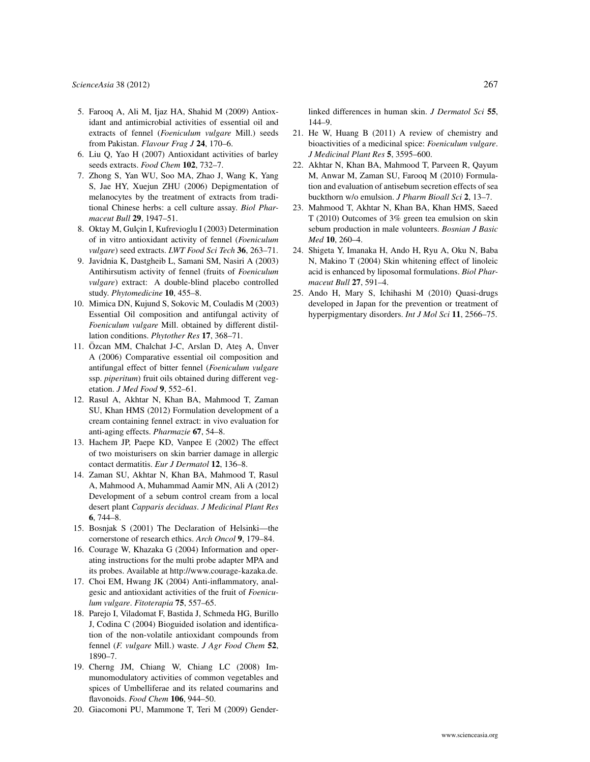5. Farooq A, Ali M, Ijaz HA, Shahid M (2009) Antioxidant and antimicrobial activities of essential oil and extracts of fennel (*Foeniculum vulgare* Mill.) seeds from Pakistan. *Flavour Frag J* **24**, 170–6.
6. Liu Q, Yao H (2007) Antioxidant activities of barley seeds extracts. *Food Chem* **102**, 732–7.
7. Zhong S, Yan WU, Soo MA, Zhao J, Wang K, Yang S, Jae HY, Xuejun ZHU (2006) Depigmentation of melanocytes by the treatment of extracts from traditional Chinese herbs: a cell culture assay. *Biol Pharmaceut Bull* **29**, 1947–51.
8. Oktay M, Gulçin I, Kufrevioglu I (2003) Determination of in vitro antioxidant activity of fennel (*Foeniculum vulgare*) seed extracts. *LWT Food Sci Tech* **36**, 263–71.
9. Javidnia K, Dastgheib L, Samani SM, Nasiri A (2003) Antihirsutism activity of fennel (fruits of *Foeniculum vulgare*) extract: A double-blind placebo controlled study. *Phytomedicine* **10**, 455–8.
10. Mimica DN, Kujund S, Sokovic M, Couladis M (2003) Essential Oil composition and antifungal activity of *Foeniculum vulgare* Mill. obtained by different distillation conditions. *Phytother Res* **17**, 368–71.
11. Özcan MM, Chalchat J-C, Arslan D, Ateş A, Ünver A (2006) Comparative essential oil composition and antifungal effect of bitter fennel (*Foeniculum vulgare* ssp. *piperitum*) fruit oils obtained during different vegetation. *J Med Food* **9**, 552–61.
12. Rasul A, Akhtar N, Khan BA, Mahmood T, Zaman SU, Khan HMS (2012) Formulation development of a cream containing fennel extract: in vivo evaluation for anti-aging effects. *Pharmazie* **67**, 54–8.
13. Hachem JP, Paepe KD, Vanpee E (2002) The effect of two moisturisers on skin barrier damage in allergic contact dermatitis. *Eur J Dermatol* **12**, 136–8.
14. Zaman SU, Akhtar N, Khan BA, Mahmood T, Rasul A, Mahmood A, Muhammad Aamir MN, Ali A (2012) Development of a sebum control cream from a local desert plant *Capparis deciduas*. *J Medicinal Plant Res* **6**, 744–8.
15. Bosnjak S (2001) The Declaration of Helsinki—the cornerstone of research ethics. *Arch Oncol* **9**, 179–84.
16. Courage W, Khazaka G (2004) Information and operating instructions for the multi probe adapter MPA and its probes. Available at http://www.courage-kazaka.de.
17. Choi EM, Hwang JK (2004) Anti-inflammatory, analgesic and antioxidant activities of the fruit of *Foeniculum vulgare*. *Fitoterapia* **75**, 557–65.
18. Parejo I, Viladomat F, Bastida J, Schmeda HG, Burillo J, Codina C (2004) Bioguided isolation and identification of the non-volatile antioxidant compounds from fennel (*F. vulgare* Mill.) waste. *J Agr Food Chem* **52**, 1890–7.
19. Cherng JM, Chiang W, Chiang LC (2008) Immunomodulatory activities of common vegetables and spices of Umbelliferae and its related coumarins and flavonoids. *Food Chem* **106**, 944–50.
20. Giacomoni PU, Mammone T, Teri M (2009) Gender-linked differences in human skin. *J Dermatol Sci* **55**, 144–9.
21. He W, Huang B (2011) A review of chemistry and bioactivities of a medicinal spice: *Foeniculum vulgare*. *J Medicinal Plant Res* **5**, 3595–600.
22. Akhtar N, Khan BA, Mahmood T, Parveen R, Qayum M, Anwar M, Zaman SU, Farooq M (2010) Formulation and evaluation of antisebum secretion effects of sea buckthorn w/o emulsion. *J Pharm Bioall Sci* **2**, 13–7.
23. Mahmood T, Akhtar N, Khan BA, Khan HMS, Saeed T (2010) Outcomes of 3% green tea emulsion on skin sebum production in male volunteers. *Bosnian J Basic Med* **10**, 260–4.
24. Shigeta Y, Imanaka H, Ando H, Ryu A, Oku N, Baba N, Makino T (2004) Skin whitening effect of linoleic acid is enhanced by liposomal formulations. *Biol Pharmaceut Bull* **27**, 591–4.
25. Ando H, Mary S, Ichihashi M (2010) Quasi-drugs developed in Japan for the prevention or treatment of hyperpigmentary disorders. *Int J Mol Sci* **11**, 2566–75.